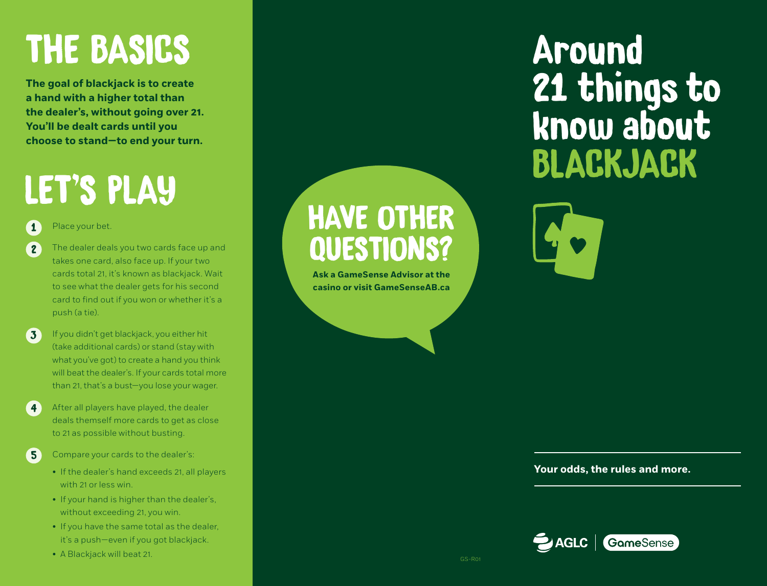# THE BASICS

**The goal of blackjack is to create a hand with a higher total than the dealer's, without going over 21. You'll be dealt cards until you choose to stand—to end your turn.**

# LET'S PLAY

1. Place your bet.
2. The dealer deals you two cards face up and takes one card, also face up. If your two cards total 21, it's known as blackjack. Wait to see what the dealer gets for his second card to find out if you won or whether it's a push (a tie).
3. If you didn't get blackjack, you either hit (take additional cards) or stand (stay with what you've got) to create a hand you think will beat the dealer's. If your cards total more than 21, that's a bust—you lose your wager.
4. After all players have played, the dealer deals themself more cards to get as close to 21 as possible without busting.
5. Compare your cards to the dealer's:
   - If the dealer's hand exceeds 21, all players with 21 or less win.
   - If your hand is higher than the dealer's, without exceeding 21, you win.
   - If you have the same total as the dealer, it's a push—even if you got blackjack.
   - A Blackjack will beat 21.

# HAVE OTHER QUESTIONS?

**Ask a GameSense Advisor at the casino or visit GameSenseAB.ca**

GS-R01

# Around 21 things to know about BLACKJACK

**Your odds, the rules and more.**

AGLC | GameSense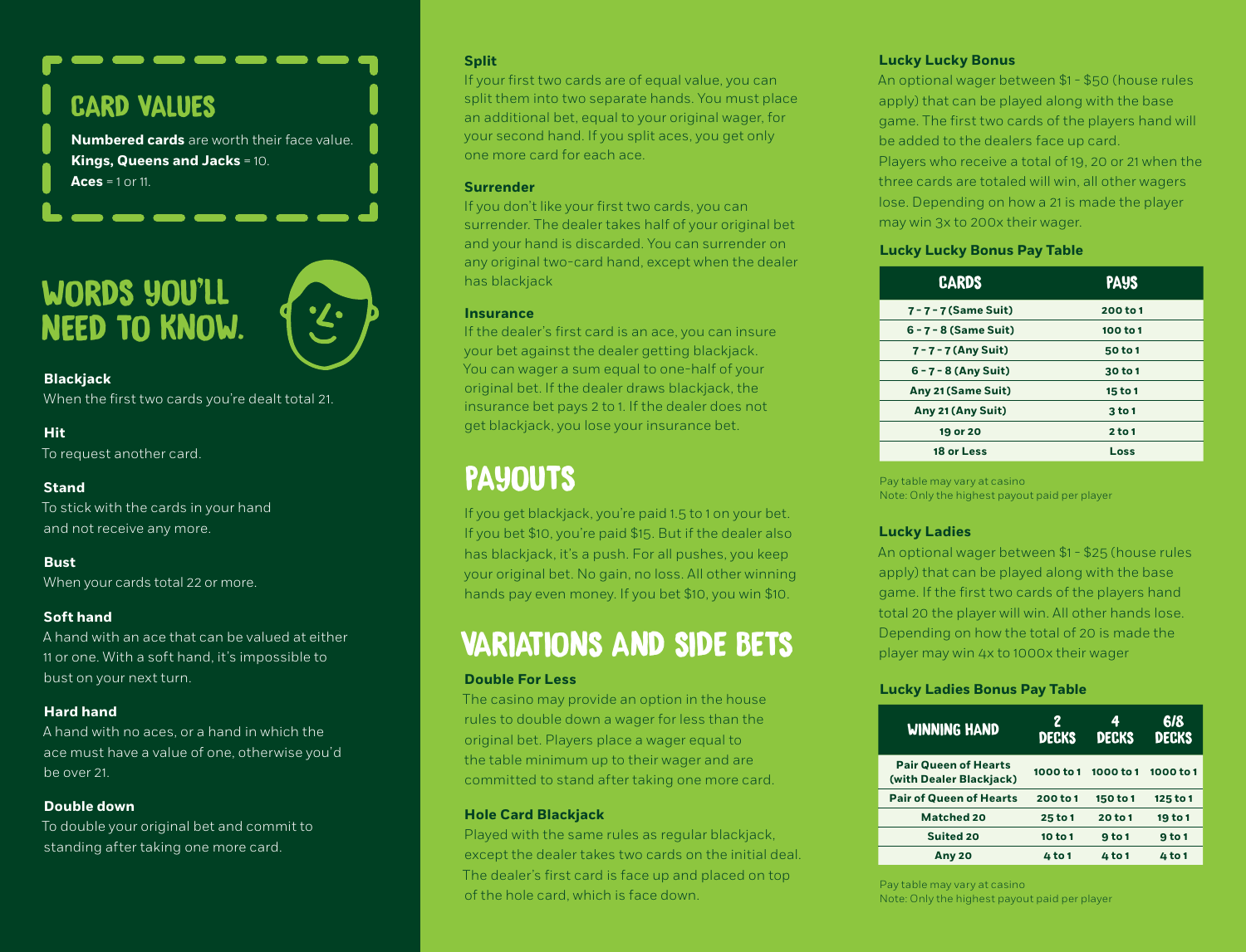## CARD VALUES

**Numbered cards** are worth their face value.
**Kings, Queens and Jacks** = 10.
**Aces** = 1 or 11.

## WORDS YOU'LL NEED TO KNOW.

**Blackjack**
When the first two cards you're dealt total 21.

**Hit**
To request another card.

**Stand**
To stick with the cards in your hand and not receive any more.

**Bust**
When your cards total 22 or more.

**Soft hand**
A hand with an ace that can be valued at either 11 or one. With a soft hand, it's impossible to bust on your next turn.

**Hard hand**
A hand with no aces, or a hand in which the ace must have a value of one, otherwise you'd be over 21.

**Double down**
To double your original bet and commit to standing after taking one more card.

**Split**
If your first two cards are of equal value, you can split them into two separate hands. You must place an additional bet, equal to your original wager, for your second hand. If you split aces, you get only one more card for each ace.

**Surrender**
If you don't like your first two cards, you can surrender. The dealer takes half of your original bet and your hand is discarded. You can surrender on any original two-card hand, except when the dealer has blackjack

**Insurance**
If the dealer's first card is an ace, you can insure your bet against the dealer getting blackjack. You can wager a sum equal to one-half of your original bet. If the dealer draws blackjack, the insurance bet pays 2 to 1. If the dealer does not get blackjack, you lose your insurance bet.

## PAYOUTS

If you get blackjack, you're paid 1.5 to 1 on your bet. If you bet $10, you're paid $15. But if the dealer also has blackjack, it's a push. For all pushes, you keep your original bet. No gain, no loss. All other winning hands pay even money. If you bet $10, you win $10.

## VARIATIONS AND SIDE BETS

**Double For Less**
The casino may provide an option in the house rules to double down a wager for less than the original bet. Players place a wager equal to the table minimum up to their wager and are committed to stand after taking one more card.

**Hole Card Blackjack**
Played with the same rules as regular blackjack, except the dealer takes two cards on the initial deal. The dealer's first card is face up and placed on top of the hole card, which is face down.

**Lucky Lucky Bonus**
An optional wager between $1 - $50 (house rules apply) that can be played along with the base game. The first two cards of the players hand will be added to the dealers face up card.
Players who receive a total of 19, 20 or 21 when the three cards are totaled will win, all other wagers lose. Depending on how a 21 is made the player may win 3x to 200x their wager.

**Lucky Lucky Bonus Pay Table**

| CARDS | PAYS |
|---|---|
| 7 - 7 - 7 (Same Suit) | 200 to 1 |
| 6 - 7 - 8 (Same Suit) | 100 to 1 |
| 7 - 7 - 7 (Any Suit) | 50 to 1 |
| 6 - 7 - 8 (Any Suit) | 30 to 1 |
| Any 21 (Same Suit) | 15 to 1 |
| Any 21 (Any Suit) | 3 to 1 |
| 19 or 20 | 2 to 1 |
| 18 or Less | Loss |

Pay table may vary at casino
Note: Only the highest payout paid per player

**Lucky Ladies**
An optional wager between $1 - $25 (house rules apply) that can be played along with the base game. If the first two cards of the players hand total 20 the player will win. All other hands lose. Depending on how the total of 20 is made the player may win 4x to 1000x their wager

**Lucky Ladies Bonus Pay Table**

| WINNING HAND | 2 DECKS | 4 DECKS | 6/8 DECKS |
|---|---|---|---|
| Pair Queen of Hearts (with Dealer Blackjack) | 1000 to 1 | 1000 to 1 | 1000 to 1 |
| Pair of Queen of Hearts | 200 to 1 | 150 to 1 | 125 to 1 |
| Matched 20 | 25 to 1 | 20 to 1 | 19 to 1 |
| Suited 20 | 10 to 1 | 9 to 1 | 9 to 1 |
| Any 20 | 4 to 1 | 4 to 1 | 4 to 1 |

Pay table may vary at casino
Note: Only the highest payout paid per player